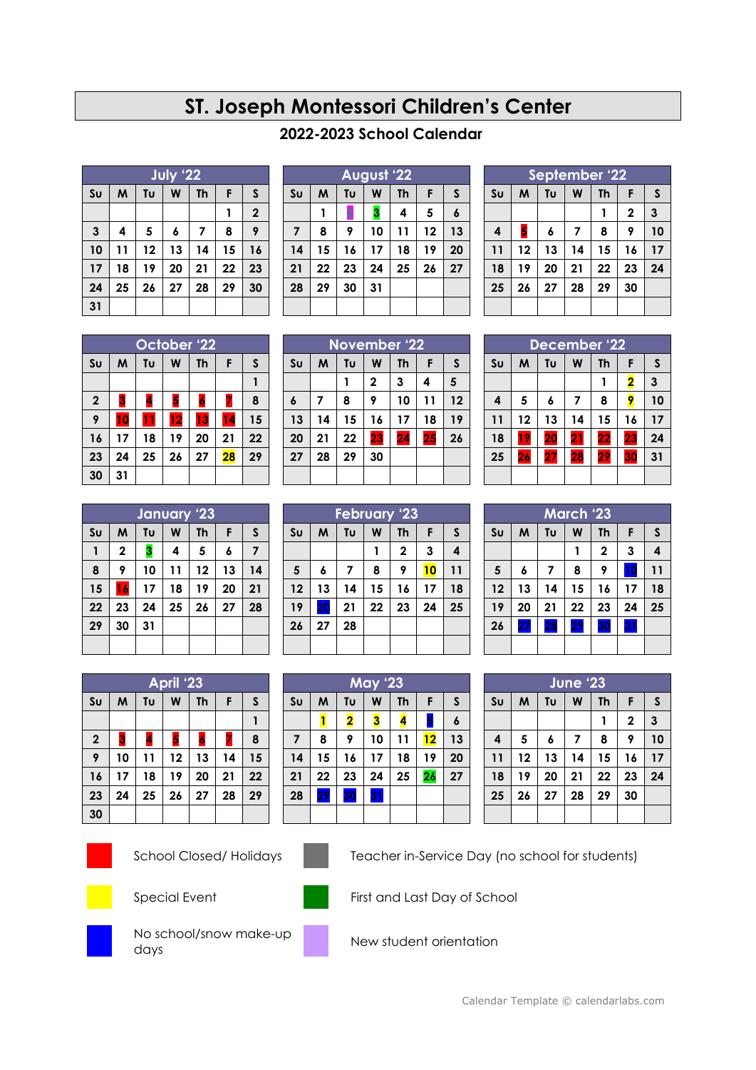# ST. Joseph Montessori Children's Center

## 2022-2023 School Calendar

**July '22**

| Su | M | Tu | W | Th | F | S |
|---|---|---|---|---|---|---|
| | | | | | 1 | 2 |
| 3 | 4 | 5 | 6 | 7 | 8 | 9 |
| 10 | 11 | 12 | 13 | 14 | 15 | 16 |
| 17 | 18 | 19 | 20 | 21 | 22 | 23 |
| 24 | 25 | 26 | 27 | 28 | 29 | 30 |
| 31 | | | | | | |

**August '22**

| Su | M | Tu | W | Th | F | S |
|---|---|---|---|---|---|---|
| | 1 | 2 | 3 | 4 | 5 | 6 |
| 7 | 8 | 9 | 10 | 11 | 12 | 13 |
| 14 | 15 | 16 | 17 | 18 | 19 | 20 |
| 21 | 22 | 23 | 24 | 25 | 26 | 27 |
| 28 | 29 | 30 | 31 | | | |

**September '22**

| Su | M | Tu | W | Th | F | S |
|---|---|---|---|---|---|---|
| | | | | 1 | 2 | 3 |
| 4 | 5 | 6 | 7 | 8 | 9 | 10 |
| 11 | 12 | 13 | 14 | 15 | 16 | 17 |
| 18 | 19 | 20 | 21 | 22 | 23 | 24 |
| 25 | 26 | 27 | 28 | 29 | 30 | |

**October '22**

| Su | M | Tu | W | Th | F | S |
|---|---|---|---|---|---|---|
| | | | | | | 1 |
| 2 | 3 | 4 | 5 | 6 | 7 | 8 |
| 9 | 10 | 11 | 12 | 13 | 14 | 15 |
| 16 | 17 | 18 | 19 | 20 | 21 | 22 |
| 23 | 24 | 25 | 26 | 27 | 28 | 29 |
| 30 | 31 | | | | | |

**November '22**

| Su | M | Tu | W | Th | F | S |
|---|---|---|---|---|---|---|
| | | 1 | 2 | 3 | 4 | 5 |
| 6 | 7 | 8 | 9 | 10 | 11 | 12 |
| 13 | 14 | 15 | 16 | 17 | 18 | 19 |
| 20 | 21 | 22 | 23 | 24 | 25 | 26 |
| 27 | 28 | 29 | 30 | | | |

**December '22**

| Su | M | Tu | W | Th | F | S |
|---|---|---|---|---|---|---|
| | | | | 1 | 2 | 3 |
| 4 | 5 | 6 | 7 | 8 | 9 | 10 |
| 11 | 12 | 13 | 14 | 15 | 16 | 17 |
| 18 | 19 | 20 | 21 | 22 | 23 | 24 |
| 25 | 26 | 27 | 28 | 29 | 30 | 31 |

**January '23**

| Su | M | Tu | W | Th | F | S |
|---|---|---|---|---|---|---|
| 1 | 2 | 3 | 4 | 5 | 6 | 7 |
| 8 | 9 | 10 | 11 | 12 | 13 | 14 |
| 15 | 16 | 17 | 18 | 19 | 20 | 21 |
| 22 | 23 | 24 | 25 | 26 | 27 | 28 |
| 29 | 30 | 31 | | | | |

**February '23**

| Su | M | Tu | W | Th | F | S |
|---|---|---|---|---|---|---|
| | | | 1 | 2 | 3 | 4 |
| 5 | 6 | 7 | 8 | 9 | 10 | 11 |
| 12 | 13 | 14 | 15 | 16 | 17 | 18 |
| 19 | 20 | 21 | 22 | 23 | 24 | 25 |
| 26 | 27 | 28 | | | | |

**March '23**

| Su | M | Tu | W | Th | F | S |
|---|---|---|---|---|---|---|
| | | | 1 | 2 | 3 | 4 |
| 5 | 6 | 7 | 8 | 9 | 10 | 11 |
| 12 | 13 | 14 | 15 | 16 | 17 | 18 |
| 19 | 20 | 21 | 22 | 23 | 24 | 25 |
| 26 | 27 | 28 | 29 | 30 | 31 | |

**April '23**

| Su | M | Tu | W | Th | F | S |
|---|---|---|---|---|---|---|
| | | | | | | 1 |
| 2 | 3 | 4 | 5 | 6 | 7 | 8 |
| 9 | 10 | 11 | 12 | 13 | 14 | 15 |
| 16 | 17 | 18 | 19 | 20 | 21 | 22 |
| 23 | 24 | 25 | 26 | 27 | 28 | 29 |
| 30 | | | | | | |

**May '23**

| Su | M | Tu | W | Th | F | S |
|---|---|---|---|---|---|---|
| | 1 | 2 | 3 | 4 | 5 | 6 |
| 7 | 8 | 9 | 10 | 11 | 12 | 13 |
| 14 | 15 | 16 | 17 | 18 | 19 | 20 |
| 21 | 22 | 23 | 24 | 25 | 26 | 27 |
| 28 | 29 | 30 | 31 | | | |

**June '23**

| Su | M | Tu | W | Th | F | S |
|---|---|---|---|---|---|---|
| | | | | 1 | 2 | 3 |
| 4 | 5 | 6 | 7 | 8 | 9 | 10 |
| 11 | 12 | 13 | 14 | 15 | 16 | 17 |
| 18 | 19 | 20 | 21 | 22 | 23 | 24 |
| 25 | 26 | 27 | 28 | 29 | 30 | |

- School Closed/ Holidays
- Teacher in-Service Day (no school for students)
- Special Event
- First and Last Day of School
- No school/snow make-up days
- New student orientation

Calendar Template © calendarlabs.com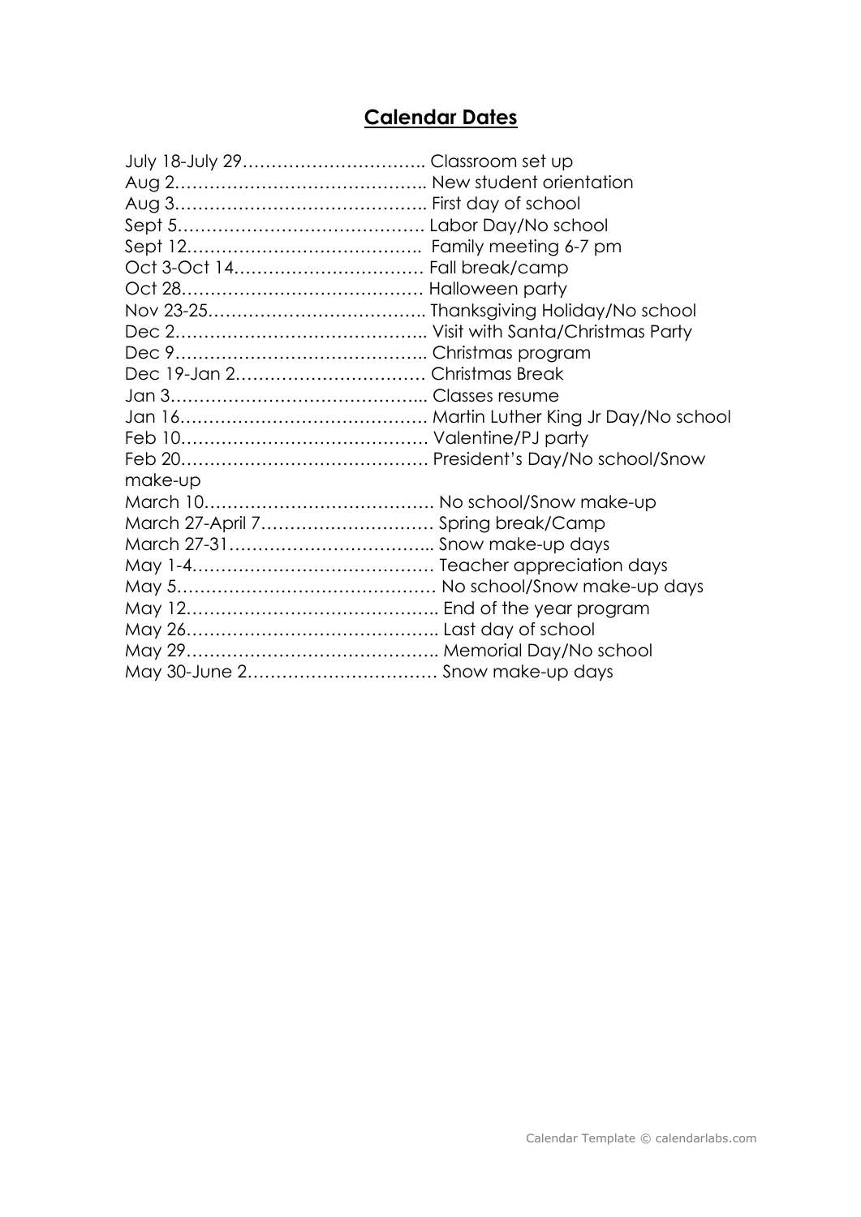## **Calendar Dates**

July 18-July 29…………………………. Classroom set up
Aug 2…………………………………….. New student orientation
Aug 3…………………………………….. First day of school
Sept 5…………………………………… Labor Day/No school
Sept 12………………………………….. Family meeting 6-7 pm
Oct 3-Oct 14…………………………… Fall break/camp
Oct 28…………………………………… Halloween party
Nov 23-25……………………………….. Thanksgiving Holiday/No school
Dec 2…………………………………….. Visit with Santa/Christmas Party
Dec 9…………………………………….. Christmas program
Dec 19-Jan 2…………………………… Christmas Break
Jan 3…………………………………….... Classes resume
Jan 16……………………………………. Martin Luther King Jr Day/No school
Feb 10……………………………………. Valentine/PJ party
Feb 20……………………………………. President's Day/No school/Snow make-up
March 10…………………………………. No school/Snow make-up
March 27-April 7………………………… Spring break/Camp
March 27-31…………………………….... Snow make-up days
May 1-4…………………………………… Teacher appreciation days
May 5……………………………………… No school/Snow make-up days
May 12…………………………………….. End of the year program
May 26…………………………………….. Last day of school
May 29…………………………………….. Memorial Day/No school
May 30-June 2…………………………… Snow make-up days